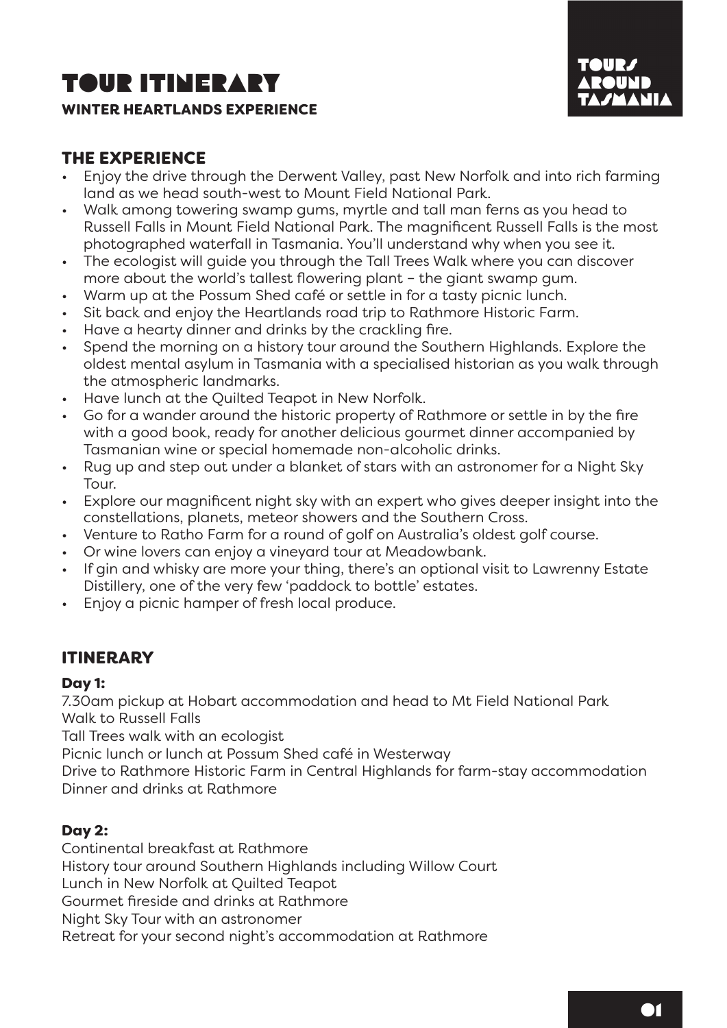# TOUR ITINERARY

### WINTER HEARTLANDS EXPERIENCE

TOURS AROUND TASMANIA

## THE EXPERIENCE

- Enjoy the drive through the Derwent Valley, past New Norfolk and into rich farming land as we head south-west to Mount Field National Park.
- Walk among towering swamp gums, myrtle and tall man ferns as you head to Russell Falls in Mount Field National Park. The magnificent Russell Falls is the most photographed waterfall in Tasmania. You'll understand why when you see it.
- The ecologist will guide you through the Tall Trees Walk where you can discover more about the world's tallest flowering plant – the giant swamp gum.
- Warm up at the Possum Shed café or settle in for a tasty picnic lunch.
- Sit back and enjoy the Heartlands road trip to Rathmore Historic Farm.
- Have a hearty dinner and drinks by the crackling fire.
- Spend the morning on a history tour around the Southern Highlands. Explore the oldest mental asylum in Tasmania with a specialised historian as you walk through the atmospheric landmarks.
- Have lunch at the Quilted Teapot in New Norfolk.
- Go for a wander around the historic property of Rathmore or settle in by the fire with a good book, ready for another delicious gourmet dinner accompanied by Tasmanian wine or special homemade non-alcoholic drinks.
- Rug up and step out under a blanket of stars with an astronomer for a Night Sky Tour.
- Explore our magnificent night sky with an expert who gives deeper insight into the constellations, planets, meteor showers and the Southern Cross.
- Venture to Ratho Farm for a round of golf on Australia's oldest golf course.
- Or wine lovers can enjoy a vineyard tour at Meadowbank.
- If gin and whisky are more your thing, there's an optional visit to Lawrenny Estate Distillery, one of the very few 'paddock to bottle' estates.
- Enjoy a picnic hamper of fresh local produce.

## ITINERARY

**Day 1:**

7.30am pickup at Hobart accommodation and head to Mt Field National Park  
Walk to Russell Falls  
Tall Trees walk with an ecologist  
Picnic lunch or lunch at Possum Shed café in Westerway  
Drive to Rathmore Historic Farm in Central Highlands for farm-stay accommodation  
Dinner and drinks at Rathmore

**Day 2:**

Continental breakfast at Rathmore  
History tour around Southern Highlands including Willow Court  
Lunch in New Norfolk at Quilted Teapot  
Gourmet fireside and drinks at Rathmore  
Night Sky Tour with an astronomer  
Retreat for your second night's accommodation at Rathmore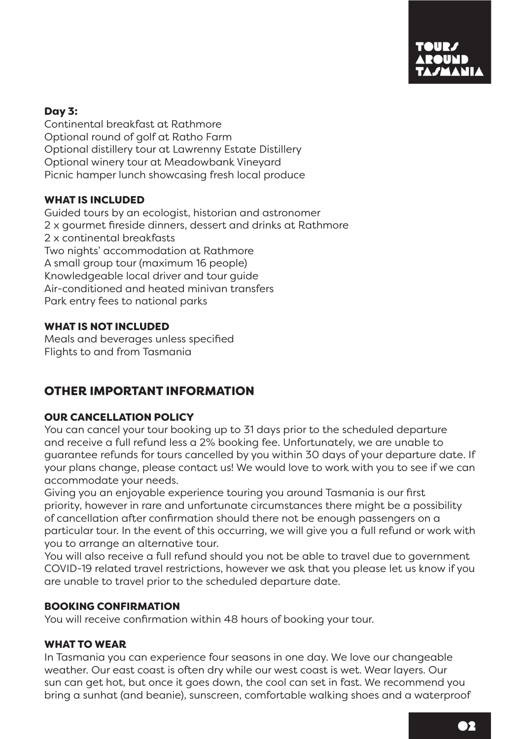### Day 3:

Continental breakfast at Rathmore
Optional round of golf at Ratho Farm
Optional distillery tour at Lawrenny Estate Distillery
Optional winery tour at Meadowbank Vineyard
Picnic hamper lunch showcasing fresh local produce

### WHAT IS INCLUDED

Guided tours by an ecologist, historian and astronomer
2 x gourmet fireside dinners, dessert and drinks at Rathmore
2 x continental breakfasts
Two nights' accommodation at Rathmore
A small group tour (maximum 16 people)
Knowledgeable local driver and tour guide
Air-conditioned and heated minivan transfers
Park entry fees to national parks

### WHAT IS NOT INCLUDED

Meals and beverages unless specified
Flights to and from Tasmania

## OTHER IMPORTANT INFORMATION

### OUR CANCELLATION POLICY

You can cancel your tour booking up to 31 days prior to the scheduled departure and receive a full refund less a 2% booking fee. Unfortunately, we are unable to guarantee refunds for tours cancelled by you within 30 days of your departure date. If your plans change, please contact us! We would love to work with you to see if we can accommodate your needs.

Giving you an enjoyable experience touring you around Tasmania is our first priority, however in rare and unfortunate circumstances there might be a possibility of cancellation after confirmation should there not be enough passengers on a particular tour. In the event of this occurring, we will give you a full refund or work with you to arrange an alternative tour.

You will also receive a full refund should you not be able to travel due to government COVID-19 related travel restrictions, however we ask that you please let us know if you are unable to travel prior to the scheduled departure date.

### BOOKING CONFIRMATION

You will receive confirmation within 48 hours of booking your tour.

### WHAT TO WEAR

In Tasmania you can experience four seasons in one day. We love our changeable weather. Our east coast is often dry while our west coast is wet. Wear layers. Our sun can get hot, but once it goes down, the cool can set in fast. We recommend you bring a sunhat (and beanie), sunscreen, comfortable walking shoes and a waterproof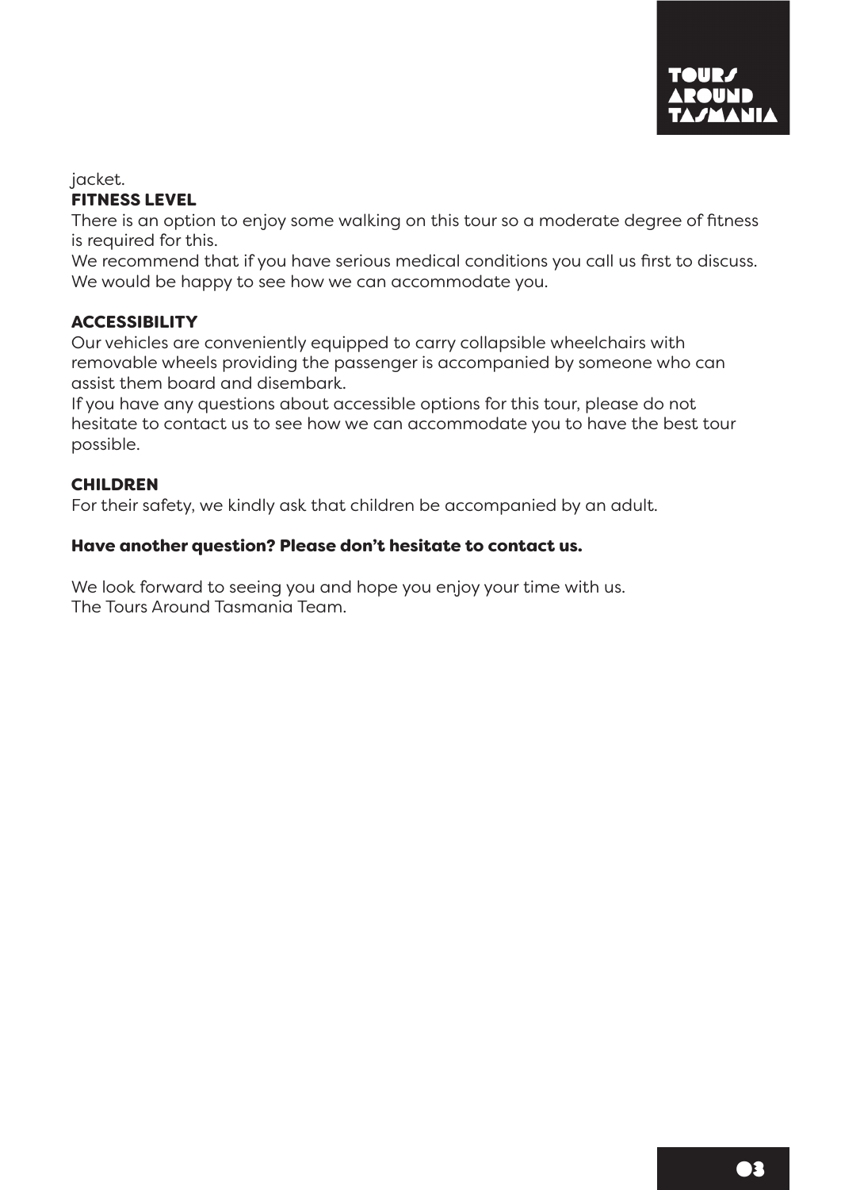jacket.

**FITNESS LEVEL**

There is an option to enjoy some walking on this tour so a moderate degree of fitness is required for this.

We recommend that if you have serious medical conditions you call us first to discuss. We would be happy to see how we can accommodate you.

**ACCESSIBILITY**

Our vehicles are conveniently equipped to carry collapsible wheelchairs with removable wheels providing the passenger is accompanied by someone who can assist them board and disembark.

If you have any questions about accessible options for this tour, please do not hesitate to contact us to see how we can accommodate you to have the best tour possible.

**CHILDREN**

For their safety, we kindly ask that children be accompanied by an adult.

**Have another question? Please don't hesitate to contact us.**

We look forward to seeing you and hope you enjoy your time with us.
The Tours Around Tasmania Team.